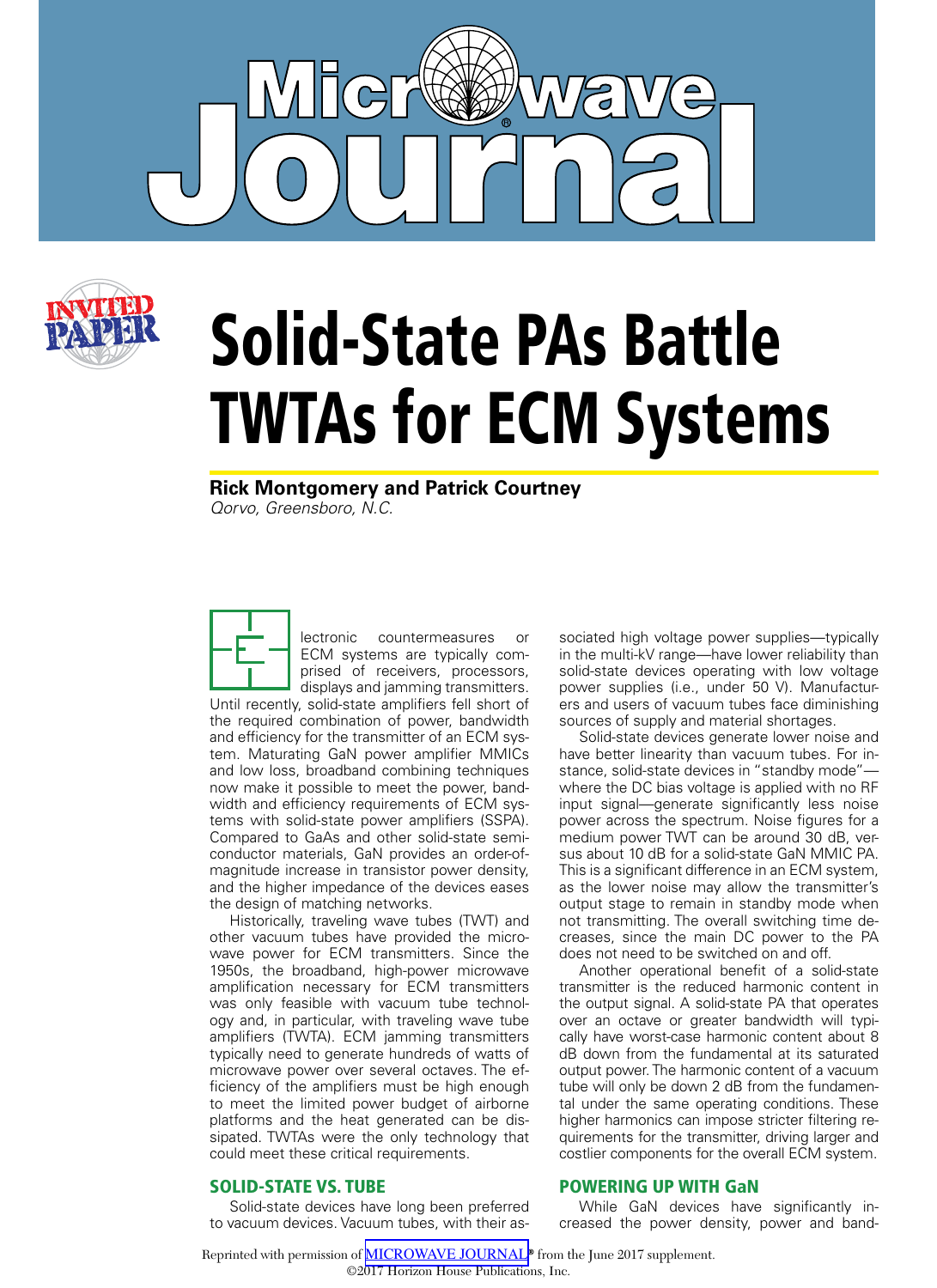# Solid-State PAs Battle TWTAs for ECM Systems

**Rick Montgomery and Patrick Courtney**
*Qorvo, Greensboro, N.C.*

Electronic countermeasures or ECM systems are typically comprised of receivers, processors, displays and jamming transmitters. Until recently, solid-state amplifiers fell short of the required combination of power, bandwidth and efficiency for the transmitter of an ECM system. Maturating GaN power amplifier MMICs and low loss, broadband combining techniques now make it possible to meet the power, bandwidth and efficiency requirements of ECM systems with solid-state power amplifiers (SSPA). Compared to GaAs and other solid-state semiconductor materials, GaN provides an order-of-magnitude increase in transistor power density, and the higher impedance of the devices eases the design of matching networks.

Historically, traveling wave tubes (TWT) and other vacuum tubes have provided the microwave power for ECM transmitters. Since the 1950s, the broadband, high-power microwave amplification necessary for ECM transmitters was only feasible with vacuum tube technology and, in particular, with traveling wave tube amplifiers (TWTA). ECM jamming transmitters typically need to generate hundreds of watts of microwave power over several octaves. The efficiency of the amplifiers must be high enough to meet the limited power budget of airborne platforms and the heat generated can be dissipated. TWTAs were the only technology that could meet these critical requirements.

## SOLID-STATE VS. TUBE

Solid-state devices have long been preferred to vacuum devices. Vacuum tubes, with their associated high voltage power supplies—typically in the multi-kV range—have lower reliability than solid-state devices operating with low voltage power supplies (i.e., under 50 V). Manufacturers and users of vacuum tubes face diminishing sources of supply and material shortages.

Solid-state devices generate lower noise and have better linearity than vacuum tubes. For instance, solid-state devices in "standby mode"—where the DC bias voltage is applied with no RF input signal—generate significantly less noise power across the spectrum. Noise figures for a medium power TWT can be around 30 dB, versus about 10 dB for a solid-state GaN MMIC PA. This is a significant difference in an ECM system, as the lower noise may allow the transmitter's output stage to remain in standby mode when not transmitting. The overall switching time decreases, since the main DC power to the PA does not need to be switched on and off.

Another operational benefit of a solid-state transmitter is the reduced harmonic content in the output signal. A solid-state PA that operates over an octave or greater bandwidth will typically have worst-case harmonic content about 8 dB down from the fundamental at its saturated output power. The harmonic content of a vacuum tube will only be down 2 dB from the fundamental under the same operating conditions. These higher harmonics can impose stricter filtering requirements for the transmitter, driving larger and costlier components for the overall ECM system.

## POWERING UP WITH GaN

While GaN devices have significantly increased the power density, power and band-

Reprinted with permission of MICROWAVE JOURNAL® from the June 2017 supplement.
©2017 Horizon House Publications, Inc.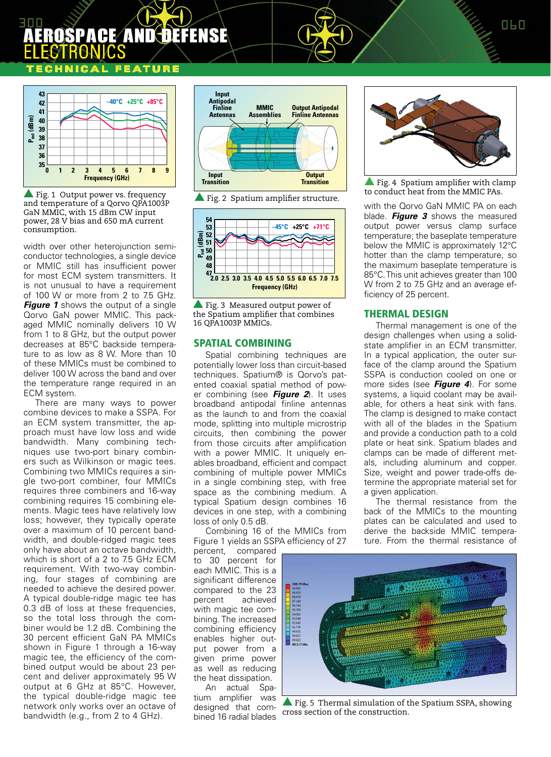Fig. 1 Output power vs. frequency and temperature of a Qorvo QPA1003P GaN MMIC, with 15 dBm CW input power, 28 V bias and 650 mA current consumption.

width over other heterojunction semiconductor technologies, a single device or MMIC still has insufficient power for most ECM system transmitters. It is not unusual to have a requirement of 100 W or more from 2 to 7.5 GHz. ***Figure 1*** shows the output of a single Qorvo GaN power MMIC. This packaged MMIC nominally delivers 10 W from 1 to 8 GHz, but the output power decreases at 85°C backside temperature to as low as 8 W. More than 10 of these MMICs must be combined to deliver 100 W across the band and over the temperature range required in an ECM system.

There are many ways to power combine devices to make a SSPA. For an ECM system transmitter, the approach must have low loss and wide bandwidth. Many combining techniques use two-port binary combiners such as Wilkinson or magic tees. Combining two MMICs requires a single two-port combiner, four MMICs requires three combiners and 16-way combining requires 15 combining elements. Magic tees have relatively low loss; however, they typically operate over a maximum of 10 percent bandwidth, and double-ridge magic tees only have about an octave bandwidth, which is short of a 2 to 7.5 GHz ECM requirement. With two-way combining, four stages of combining are needed to achieve the desired power. A typical double-ridge magic tee has 0.3 dB of loss at these frequencies, so the total loss through the combiner would be 1.2 dB. Combining the 30 percent efficient GaN PA MMICs shown in Figure 1 through a 16-way magic tee, the efficiency of the combined output would be about 23 percent and deliver approximately 95 W output at 6 GHz at 85°C. However, the typical double-ridge magic tee network only works over an octave of bandwidth (e.g., from 2 to 4 GHz).

Fig. 2 Spatium amplifier structure.

Fig. 3 Measured output power of the Spatium amplifier that combines 16 QPA1003P MMICs.

## SPATIAL COMBINING

Spatial combining techniques are potentially lower loss than circuit-based techniques. Spatium® is Qorvo's patented coaxial spatial method of power combining (see ***Figure 2***). It uses broadband antipodal finline antennas as the launch to and from the coaxial mode, splitting into multiple microstrip circuits, then combining the power from those circuits after amplification with a power MMIC. It uniquely enables broadband, efficient and compact combining of multiple power MMICs in a single combining step, with free space as the combining medium. A typical Spatium design combines 16 devices in one step, with a combining loss of only 0.5 dB.

Combining 16 of the MMICs from Figure 1 yields an SSPA efficiency of 27 percent, compared to 30 percent for each MMIC. This is a significant difference compared to the 23 percent achieved with magic tee combining. The increased combining efficiency enables higher output power from a given prime power as well as reducing the heat dissipation.

An actual Spatium amplifier was designed that combined 16 radial blades with the Qorvo GaN MMIC PA on each blade. ***Figure 3*** shows the measured output power versus clamp surface temperature; the baseplate temperature below the MMIC is approximately 12°C hotter than the clamp temperature, so the maximum baseplate temperature is 85°C. This unit achieves greater than 100 W from 2 to 7.5 GHz and an average efficiency of 25 percent.

Fig. 4 Spatium amplifier with clamp to conduct heat from the MMIC PAs.

## THERMAL DESIGN

Thermal management is one of the design challenges when using a solid-state amplifier in an ECM transmitter. In a typical application, the outer surface of the clamp around the Spatium SSPA is conduction cooled on one or more sides (see ***Figure 4***). For some systems, a liquid coolant may be available, for others a heat sink with fans. The clamp is designed to make contact with all of the blades in the Spatium and provide a conduction path to a cold plate or heat sink. Spatium blades and clamps can be made of different metals, including aluminum and copper. Size, weight and power trade-offs determine the appropriate material set for a given application.

The thermal resistance from the back of the MMICs to the mounting plates can be calculated and used to derive the backside MMIC temperature. From the thermal resistance of

Fig. 5 Thermal simulation of the Spatium SSPA, showing cross section of the construction.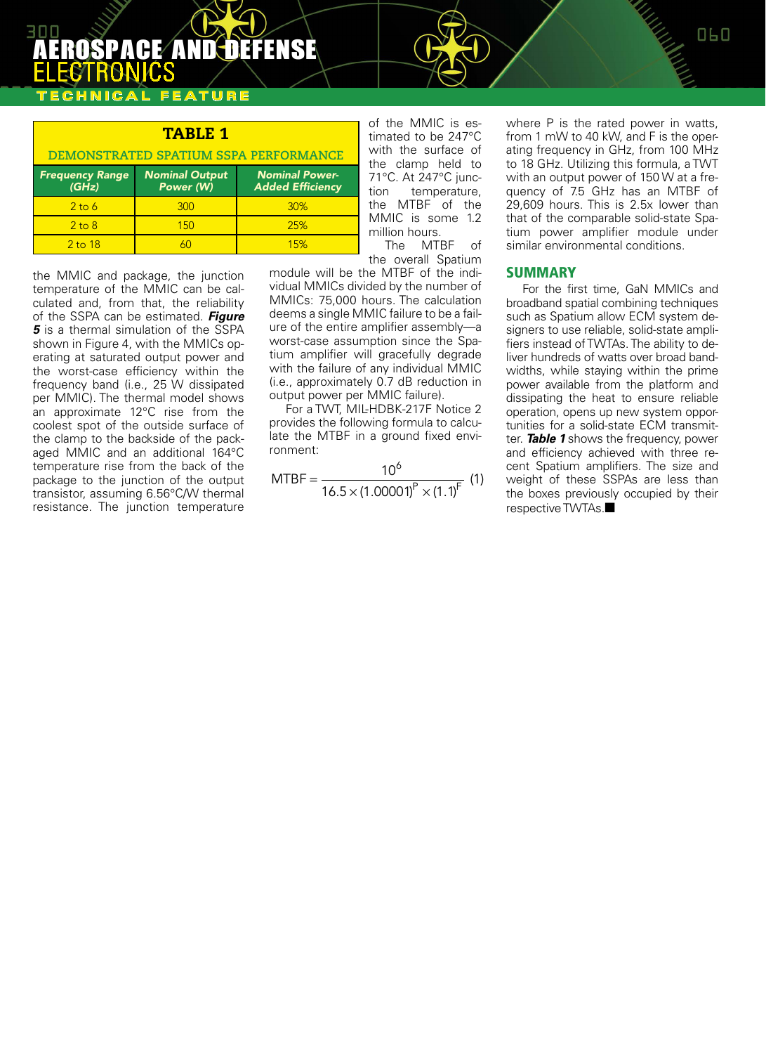**TABLE 1**

DEMONSTRATED SPATIUM SSPA PERFORMANCE

| *Frequency Range (GHz)* | *Nominal Output Power (W)* | *Nominal Power-Added Efficiency* |
|---|---|---|
| 2 to 6 | 300 | 30% |
| 2 to 8 | 150 | 25% |
| 2 to 18 | 60 | 15% |

the MMIC and package, the junction temperature of the MMIC can be calculated and, from that, the reliability of the SSPA can be estimated. ***Figure 5*** is a thermal simulation of the SSPA shown in Figure 4, with the MMICs operating at saturated output power and the worst-case efficiency within the frequency band (i.e., 25 W dissipated per MMIC). The thermal model shows an approximate 12°C rise from the coolest spot of the outside surface of the clamp to the backside of the packaged MMIC and an additional 164°C temperature rise from the back of the package to the junction of the output transistor, assuming 6.56°C/W thermal resistance. The junction temperature of the MMIC is estimated to be 247°C with the surface of the clamp held to 71°C. At 247°C junction temperature, the MTBF of the MMIC is some 1.2 million hours.

The MTBF of the overall Spatium module will be the MTBF of the individual MMICs divided by the number of MMICs: 75,000 hours. The calculation deems a single MMIC failure to be a failure of the entire amplifier assembly—a worst-case assumption since the Spatium amplifier will gracefully degrade with the failure of any individual MMIC (i.e., approximately 0.7 dB reduction in output power per MMIC failure).

For a TWT, MIL-HDBK-217F Notice 2 provides the following formula to calculate the MTBF in a ground fixed environment:

$$\text{MTBF} = \frac{10^6}{16.5 \times (1.00001)^P \times (1.1)^F} \quad (1)$$

where P is the rated power in watts, from 1 mW to 40 kW, and F is the operating frequency in GHz, from 100 MHz to 18 GHz. Utilizing this formula, a TWT with an output power of 150 W at a frequency of 7.5 GHz has an MTBF of 29,609 hours. This is 2.5x lower than that of the comparable solid-state Spatium power amplifier module under similar environmental conditions.

## SUMMARY

For the first time, GaN MMICs and broadband spatial combining techniques such as Spatium allow ECM system designers to use reliable, solid-state amplifiers instead of TWTAs. The ability to deliver hundreds of watts over broad bandwidths, while staying within the prime power available from the platform and dissipating the heat to ensure reliable operation, opens up new system opportunities for a solid-state ECM transmitter. ***Table 1*** shows the frequency, power and efficiency achieved with three recent Spatium amplifiers. The size and weight of these SSPAs are less than the boxes previously occupied by their respective TWTAs.■